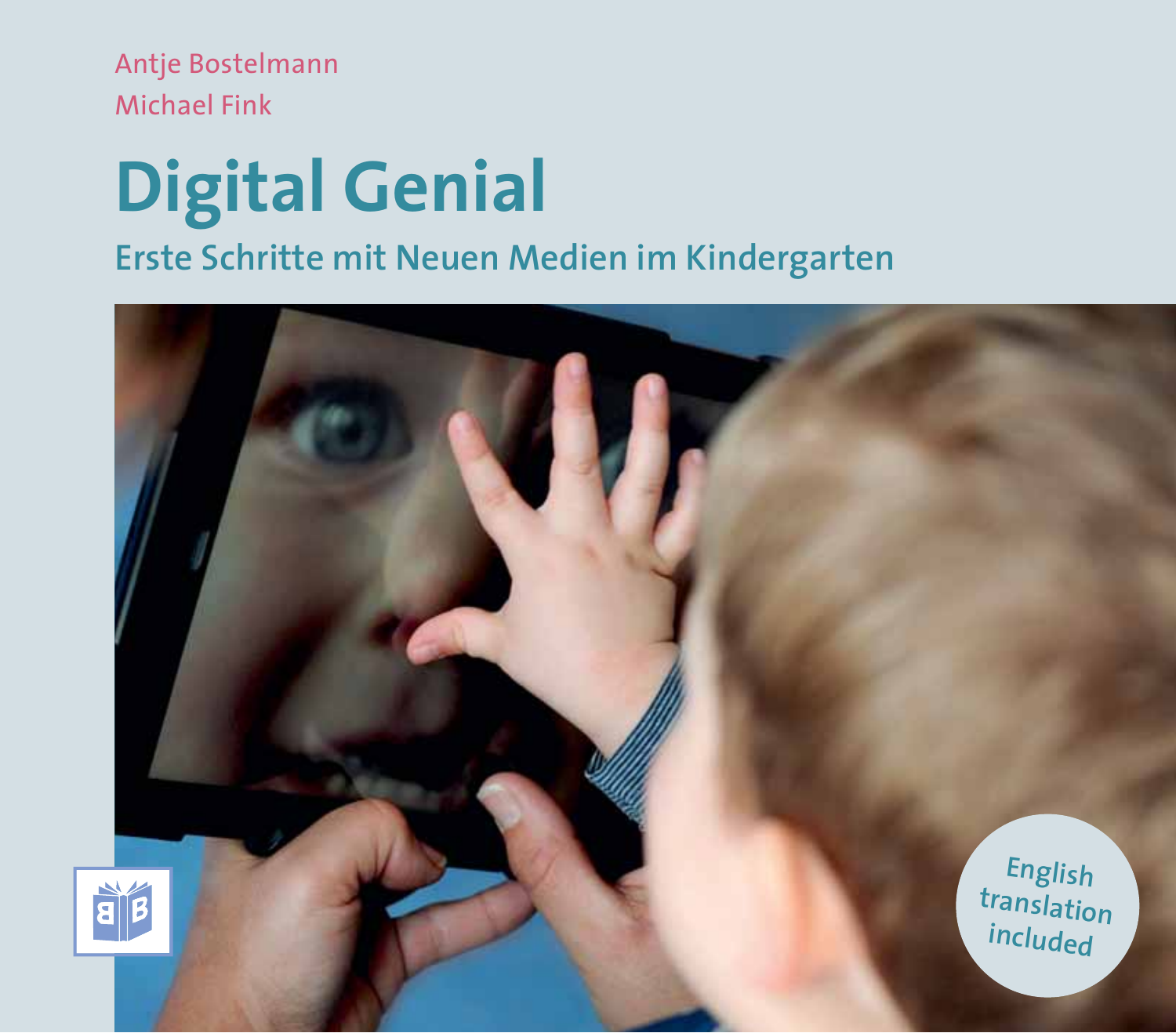Antje Bostelmann

Michael Fink

# Digital Genial

## Erste Schritte mit Neuen Medien im Kindergarten

English translation included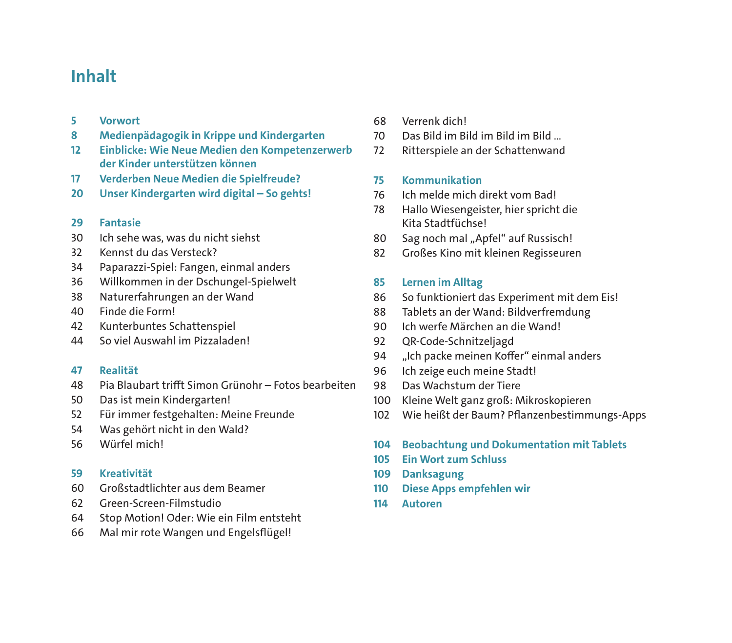# Inhalt

**5 Vorwort**

**8 Medienpädagogik in Krippe und Kindergarten**

**12 Einblicke: Wie Neue Medien den Kompetenzerwerb der Kinder unterstützen können**

**17 Verderben Neue Medien die Spielfreude?**

**20 Unser Kindergarten wird digital – So gehts!**

**29 Fantasie**

30 Ich sehe was, was du nicht siehst

32 Kennst du das Versteck?

34 Paparazzi-Spiel: Fangen, einmal anders

36 Willkommen in der Dschungel-Spielwelt

38 Naturerfahrungen an der Wand

40 Finde die Form!

42 Kunterbuntes Schattenspiel

44 So viel Auswahl im Pizzaladen!

**47 Realität**

48 Pia Blaubart trifft Simon Grünohr – Fotos bearbeiten

50 Das ist mein Kindergarten!

52 Für immer festgehalten: Meine Freunde

54 Was gehört nicht in den Wald?

56 Würfel mich!

**59 Kreativität**

60 Großstadtlichter aus dem Beamer

62 Green-Screen-Filmstudio

64 Stop Motion! Oder: Wie ein Film entsteht

66 Mal mir rote Wangen und Engelsflügel!

68 Verrenk dich!

70 Das Bild im Bild im Bild im Bild ...

72 Ritterspiele an der Schattenwand

**75 Kommunikation**

76 Ich melde mich direkt vom Bad!

78 Hallo Wiesengeister, hier spricht die Kita Stadtfüchse!

80 Sag noch mal „Apfel“ auf Russisch!

82 Großes Kino mit kleinen Regisseuren

**85 Lernen im Alltag**

86 So funktioniert das Experiment mit dem Eis!

88 Tablets an der Wand: Bildverfremdung

90 Ich werfe Märchen an die Wand!

92 QR-Code-Schnitzeljagd

94 „Ich packe meinen Koffer“ einmal anders

96 Ich zeige euch meine Stadt!

98 Das Wachstum der Tiere

100 Kleine Welt ganz groß: Mikroskopieren

102 Wie heißt der Baum? Pflanzenbestimmungs-Apps

**104 Beobachtung und Dokumentation mit Tablets**

**105 Ein Wort zum Schluss**

**109 Danksagung**

**110 Diese Apps empfehlen wir**

**114 Autoren**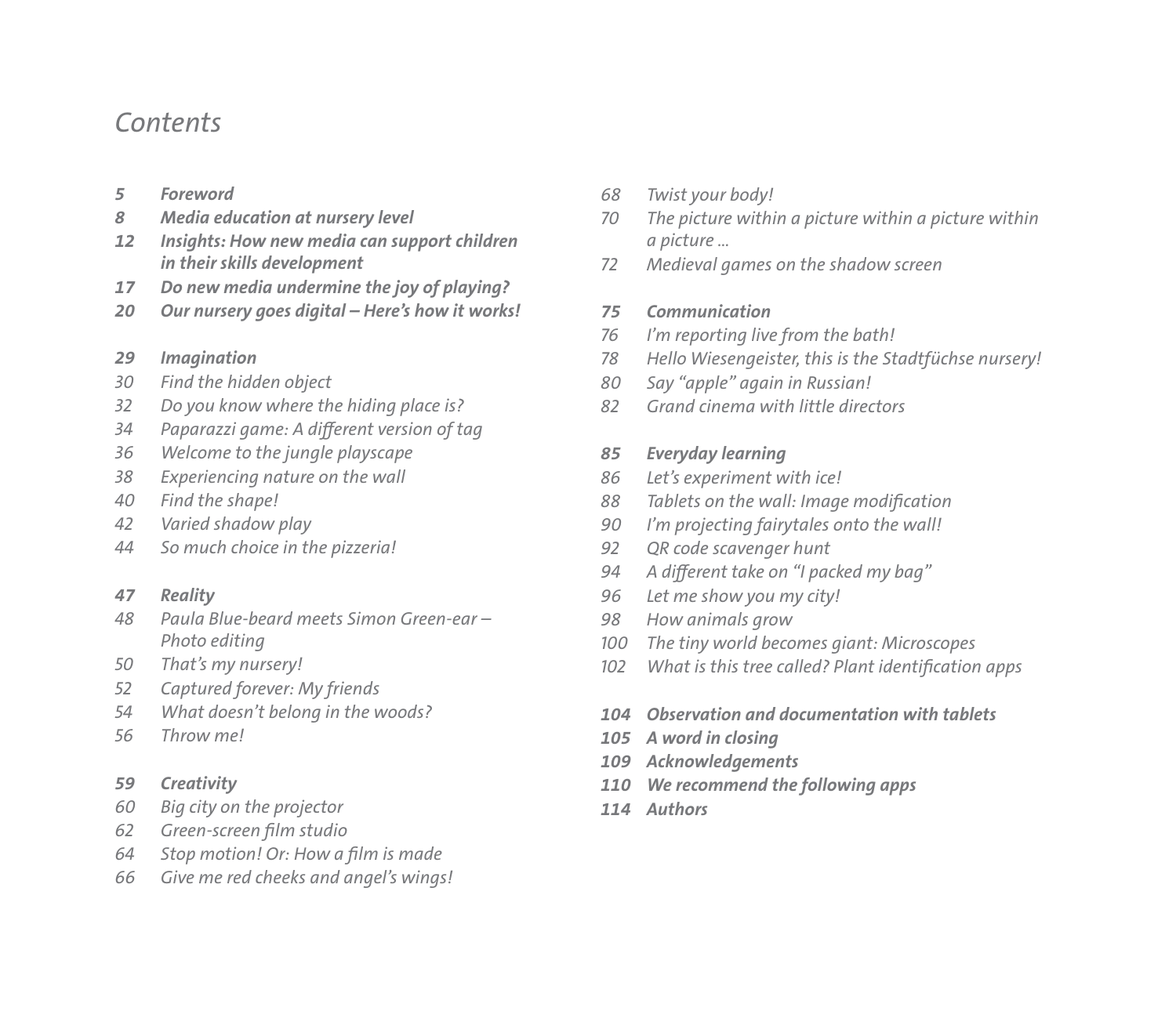# *Contents*

*5* ***Foreword***
*8* ***Media education at nursery level***
*12* ***Insights: How new media can support children in their skills development***
*17* ***Do new media undermine the joy of playing?***
*20* ***Our nursery goes digital – Here's how it works!***

*29* ***Imagination***
*30* *Find the hidden object*
*32* *Do you know where the hiding place is?*
*34* *Paparazzi game: A different version of tag*
*36* *Welcome to the jungle playscape*
*38* *Experiencing nature on the wall*
*40* *Find the shape!*
*42* *Varied shadow play*
*44* *So much choice in the pizzeria!*

*47* ***Reality***
*48* *Paula Blue-beard meets Simon Green-ear – Photo editing*
*50* *That's my nursery!*
*52* *Captured forever: My friends*
*54* *What doesn't belong in the woods?*
*56* *Throw me!*

*59* ***Creativity***
*60* *Big city on the projector*
*62* *Green-screen film studio*
*64* *Stop motion! Or: How a film is made*
*66* *Give me red cheeks and angel's wings!*
*68* *Twist your body!*
*70* *The picture within a picture within a picture within a picture ...*
*72* *Medieval games on the shadow screen*

*75* ***Communication***
*76* *I'm reporting live from the bath!*
*78* *Hello Wiesengeister, this is the Stadtfüchse nursery!*
*80* *Say "apple" again in Russian!*
*82* *Grand cinema with little directors*

*85* ***Everyday learning***
*86* *Let's experiment with ice!*
*88* *Tablets on the wall: Image modification*
*90* *I'm projecting fairytales onto the wall!*
*92* *QR code scavenger hunt*
*94* *A different take on "I packed my bag"*
*96* *Let me show you my city!*
*98* *How animals grow*
*100* *The tiny world becomes giant: Microscopes*
*102* *What is this tree called? Plant identification apps*

*104* ***Observation and documentation with tablets***
*105* ***A word in closing***
*109* ***Acknowledgements***
*110* ***We recommend the following apps***
*114* ***Authors***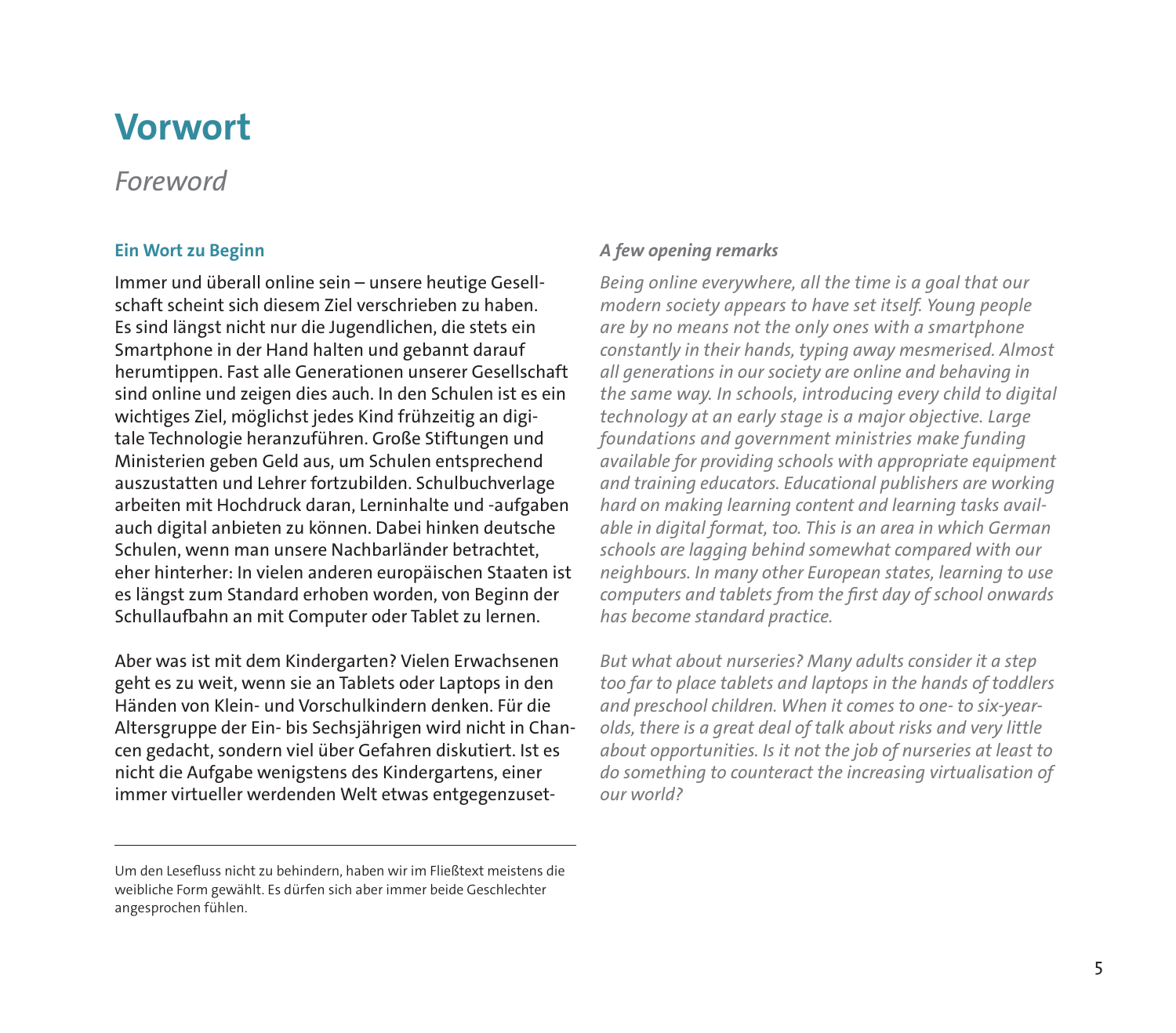# Vorwort

*Foreword*

## Ein Wort zu Beginn

Immer und überall online sein – unsere heutige Gesellschaft scheint sich diesem Ziel verschrieben zu haben. Es sind längst nicht nur die Jugendlichen, die stets ein Smartphone in der Hand halten und gebannt darauf herumtippen. Fast alle Generationen unserer Gesellschaft sind online und zeigen dies auch. In den Schulen ist es ein wichtiges Ziel, möglichst jedes Kind frühzeitig an digitale Technologie heranzuführen. Große Stiftungen und Ministerien geben Geld aus, um Schulen entsprechend auszustatten und Lehrer fortzubilden. Schulbuchverlage arbeiten mit Hochdruck daran, Lerninhalte und -aufgaben auch digital anbieten zu können. Dabei hinken deutsche Schulen, wenn man unsere Nachbarländer betrachtet, eher hinterher: In vielen anderen europäischen Staaten ist es längst zum Standard erhoben worden, von Beginn der Schullaufbahn an mit Computer oder Tablet zu lernen.

Aber was ist mit dem Kindergarten? Vielen Erwachsenen geht es zu weit, wenn sie an Tablets oder Laptops in den Händen von Klein- und Vorschulkindern denken. Für die Altersgruppe der Ein- bis Sechsjährigen wird nicht in Chancen gedacht, sondern viel über Gefahren diskutiert. Ist es nicht die Aufgabe wenigstens des Kindergartens, einer immer virtueller werdenden Welt etwas entgegenzuset-

Um den Lesefluss nicht zu behindern, haben wir im Fließtext meistens die weibliche Form gewählt. Es dürfen sich aber immer beide Geschlechter angesprochen fühlen.

## *A few opening remarks*

*Being online everywhere, all the time is a goal that our modern society appears to have set itself. Young people are by no means not the only ones with a smartphone constantly in their hands, typing away mesmerised. Almost all generations in our society are online and behaving in the same way. In schools, introducing every child to digital technology at an early stage is a major objective. Large foundations and government ministries make funding available for providing schools with appropriate equipment and training educators. Educational publishers are working hard on making learning content and learning tasks available in digital format, too. This is an area in which German schools are lagging behind somewhat compared with our neighbours. In many other European states, learning to use computers and tablets from the first day of school onwards has become standard practice.*

*But what about nurseries? Many adults consider it a step too far to place tablets and laptops in the hands of toddlers and preschool children. When it comes to one- to six-year-olds, there is a great deal of talk about risks and very little about opportunities. Is it not the job of nurseries at least to do something to counteract the increasing virtualisation of our world?*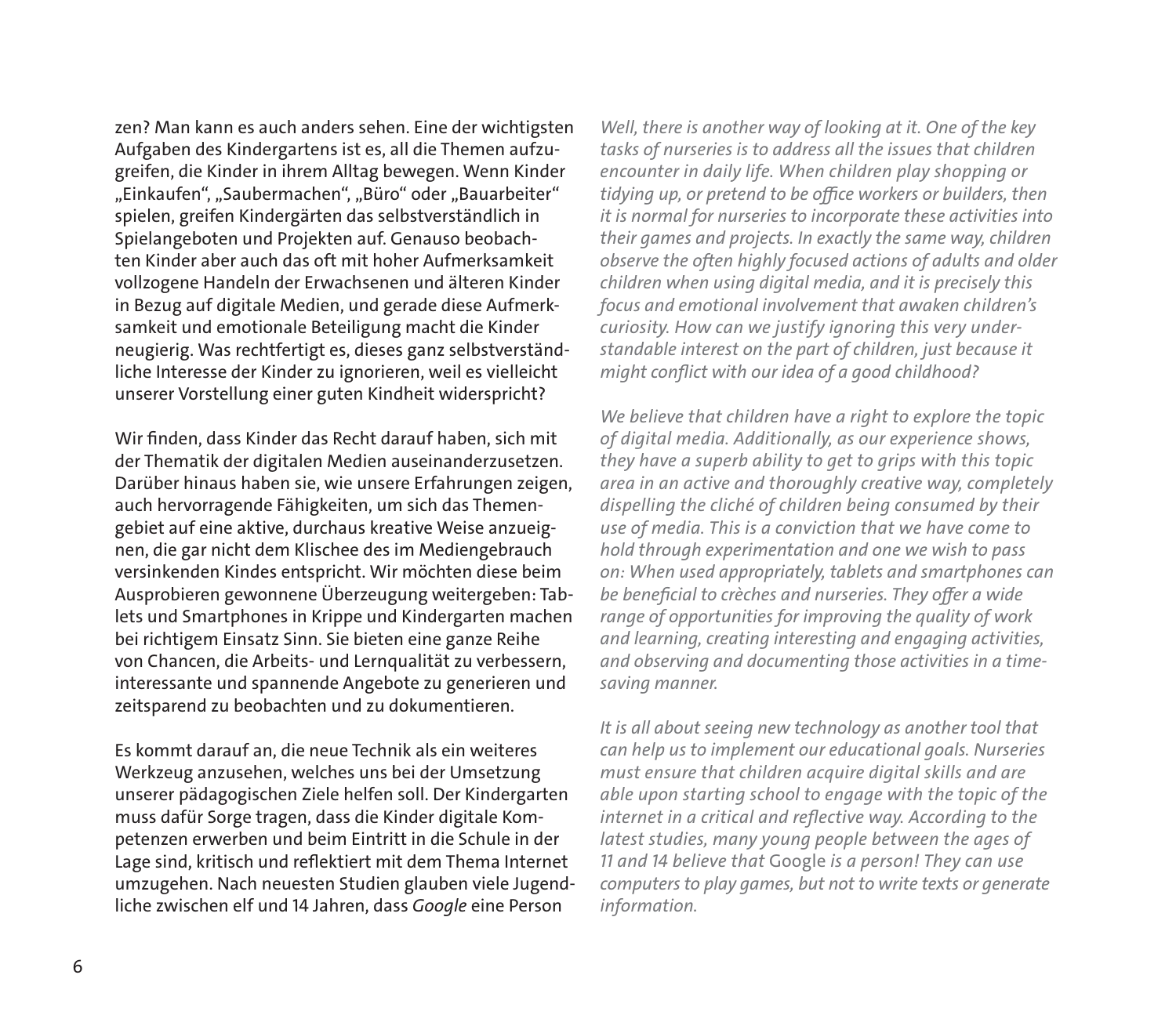zen? Man kann es auch anders sehen. Eine der wichtigsten Aufgaben des Kindergartens ist es, all die Themen aufzugreifen, die Kinder in ihrem Alltag bewegen. Wenn Kinder „Einkaufen", „Saubermachen", „Büro" oder „Bauarbeiter" spielen, greifen Kindergärten das selbstverständlich in Spielangeboten und Projekten auf. Genauso beobachten Kinder aber auch das oft mit hoher Aufmerksamkeit vollzogene Handeln der Erwachsenen und älteren Kinder in Bezug auf digitale Medien, und gerade diese Aufmerksamkeit und emotionale Beteiligung macht die Kinder neugierig. Was rechtfertigt es, dieses ganz selbstverständliche Interesse der Kinder zu ignorieren, weil es vielleicht unserer Vorstellung einer guten Kindheit widerspricht?

Wir finden, dass Kinder das Recht darauf haben, sich mit der Thematik der digitalen Medien auseinanderzusetzen. Darüber hinaus haben sie, wie unsere Erfahrungen zeigen, auch hervorragende Fähigkeiten, um sich das Themengebiet auf eine aktive, durchaus kreative Weise anzueignen, die gar nicht dem Klischee des im Mediengebrauch versinkenden Kindes entspricht. Wir möchten diese beim Ausprobieren gewonnene Überzeugung weitergeben: Tablets und Smartphones in Krippe und Kindergarten machen bei richtigem Einsatz Sinn. Sie bieten eine ganze Reihe von Chancen, die Arbeits- und Lernqualität zu verbessern, interessante und spannende Angebote zu generieren und zeitsparend zu beobachten und zu dokumentieren.

Es kommt darauf an, die neue Technik als ein weiteres Werkzeug anzusehen, welches uns bei der Umsetzung unserer pädagogischen Ziele helfen soll. Der Kindergarten muss dafür Sorge tragen, dass die Kinder digitale Kompetenzen erwerben und beim Eintritt in die Schule in der Lage sind, kritisch und reflektiert mit dem Thema Internet umzugehen. Nach neuesten Studien glauben viele Jugendliche zwischen elf und 14 Jahren, dass *Google* eine Person

*Well, there is another way of looking at it. One of the key tasks of nurseries is to address all the issues that children encounter in daily life. When children play shopping or tidying up, or pretend to be office workers or builders, then it is normal for nurseries to incorporate these activities into their games and projects. In exactly the same way, children observe the often highly focused actions of adults and older children when using digital media, and it is precisely this focus and emotional involvement that awaken children's curiosity. How can we justify ignoring this very understandable interest on the part of children, just because it might conflict with our idea of a good childhood?*

*We believe that children have a right to explore the topic of digital media. Additionally, as our experience shows, they have a superb ability to get to grips with this topic area in an active and thoroughly creative way, completely dispelling the cliché of children being consumed by their use of media. This is a conviction that we have come to hold through experimentation and one we wish to pass on: When used appropriately, tablets and smartphones can be beneficial to crèches and nurseries. They offer a wide range of opportunities for improving the quality of work and learning, creating interesting and engaging activities, and observing and documenting those activities in a time-saving manner.*

*It is all about seeing new technology as another tool that can help us to implement our educational goals. Nurseries must ensure that children acquire digital skills and are able upon starting school to engage with the topic of the internet in a critical and reflective way. According to the latest studies, many young people between the ages of 11 and 14 believe that* Google *is a person! They can use computers to play games, but not to write texts or generate information.*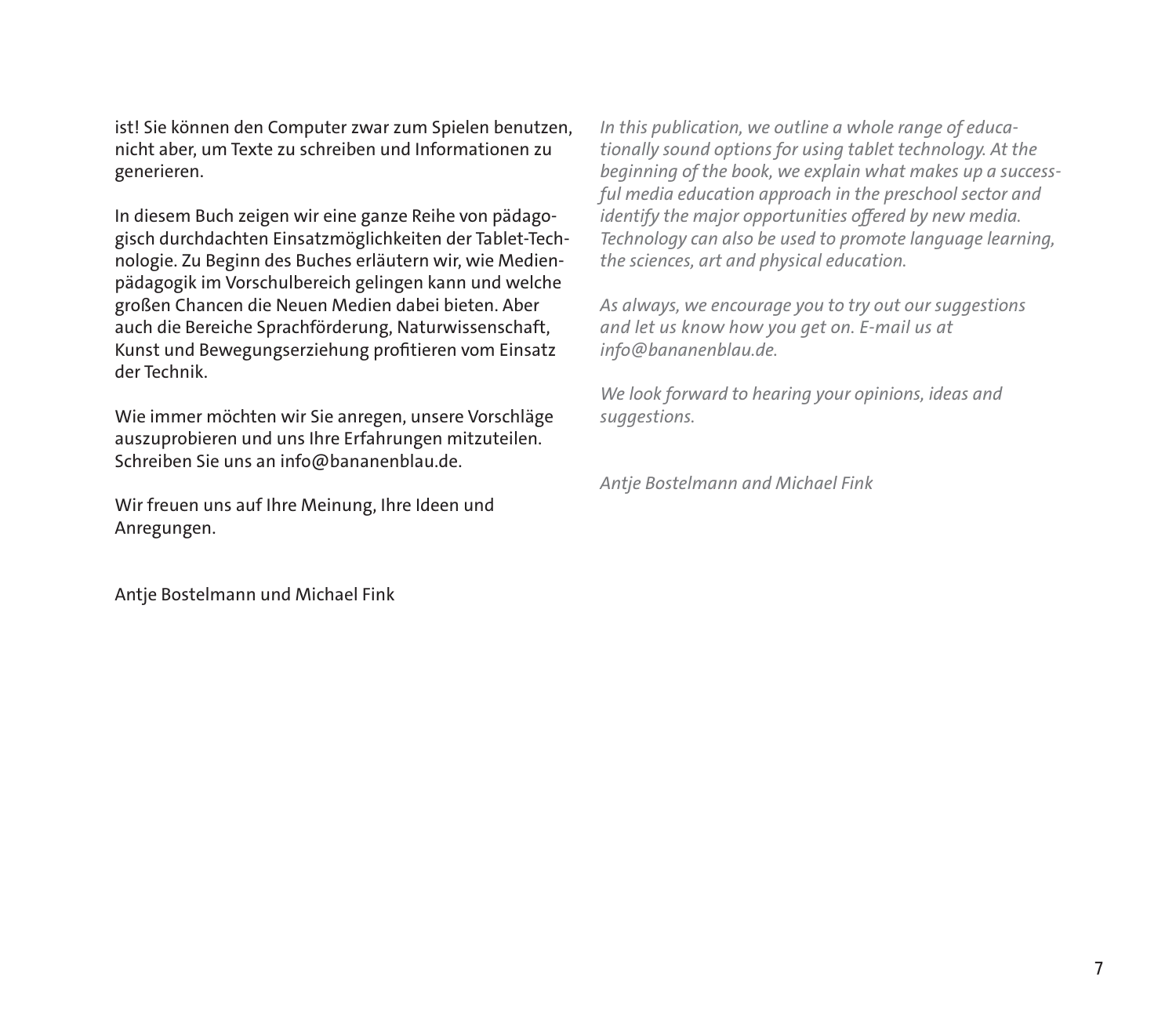ist! Sie können den Computer zwar zum Spielen benutzen, nicht aber, um Texte zu schreiben und Informationen zu generieren.

In diesem Buch zeigen wir eine ganze Reihe von pädagogisch durchdachten Einsatzmöglichkeiten der Tablet-Technologie. Zu Beginn des Buches erläutern wir, wie Medienpädagogik im Vorschulbereich gelingen kann und welche großen Chancen die Neuen Medien dabei bieten. Aber auch die Bereiche Sprachförderung, Naturwissenschaft, Kunst und Bewegungserziehung profitieren vom Einsatz der Technik.

Wie immer möchten wir Sie anregen, unsere Vorschläge auszuprobieren und uns Ihre Erfahrungen mitzuteilen. Schreiben Sie uns an info@bananenblau.de.

Wir freuen uns auf Ihre Meinung, Ihre Ideen und Anregungen.

Antje Bostelmann und Michael Fink

*In this publication, we outline a whole range of educationally sound options for using tablet technology. At the beginning of the book, we explain what makes up a successful media education approach in the preschool sector and identify the major opportunities offered by new media. Technology can also be used to promote language learning, the sciences, art and physical education.*

*As always, we encourage you to try out our suggestions and let us know how you get on. E-mail us at info@bananenblau.de.*

*We look forward to hearing your opinions, ideas and suggestions.*

*Antje Bostelmann and Michael Fink*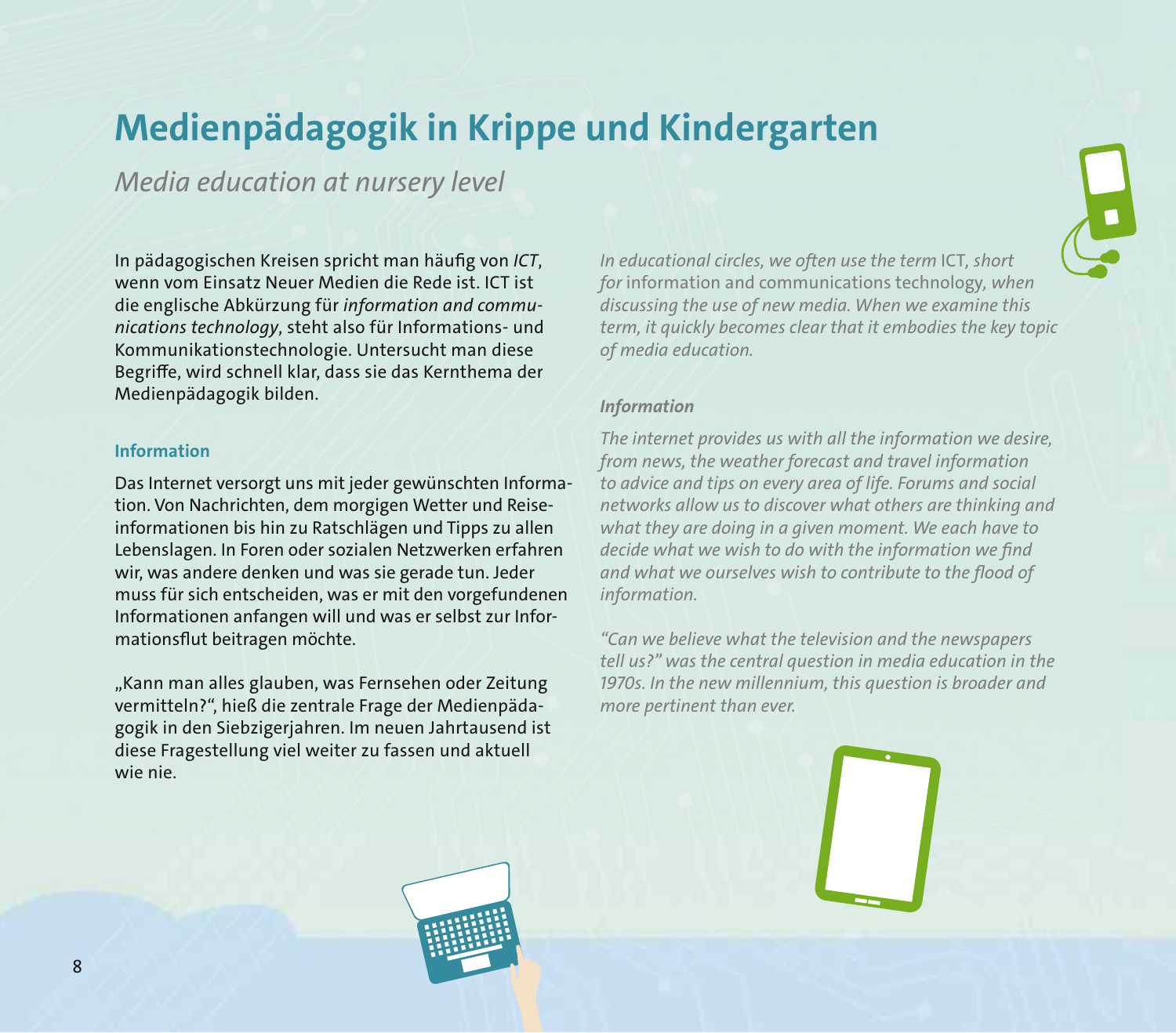# Medienpädagogik in Krippe und Kindergarten

*Media education at nursery level*

In pädagogischen Kreisen spricht man häufig von *ICT*, wenn vom Einsatz Neuer Medien die Rede ist. ICT ist die englische Abkürzung für *information and communications technology*, steht also für Informations- und Kommunikationstechnologie. Untersucht man diese Begriffe, wird schnell klar, dass sie das Kernthema der Medienpädagogik bilden.

### Information

Das Internet versorgt uns mit jeder gewünschten Information. Von Nachrichten, dem morgigen Wetter und Reiseinformationen bis hin zu Ratschlägen und Tipps zu allen Lebenslagen. In Foren oder sozialen Netzwerken erfahren wir, was andere denken und was sie gerade tun. Jeder muss für sich entscheiden, was er mit den vorgefundenen Informationen anfangen will und was er selbst zur Informationsflut beitragen möchte.

„Kann man alles glauben, was Fernsehen oder Zeitung vermitteln?", hieß die zentrale Frage der Medienpädagogik in den Siebzigerjahren. Im neuen Jahrtausend ist diese Fragestellung viel weiter zu fassen und aktuell wie nie.

*In educational circles, we often use the term* ICT, *short for* information and communications technology, *when discussing the use of new media. When we examine this term, it quickly becomes clear that it embodies the key topic of media education.*

### *Information*

*The internet provides us with all the information we desire, from news, the weather forecast and travel information to advice and tips on every area of life. Forums and social networks allow us to discover what others are thinking and what they are doing in a given moment. We each have to decide what we wish to do with the information we find and what we ourselves wish to contribute to the flood of information.*

*"Can we believe what the television and the newspapers tell us?" was the central question in media education in the 1970s. In the new millennium, this question is broader and more pertinent than ever.*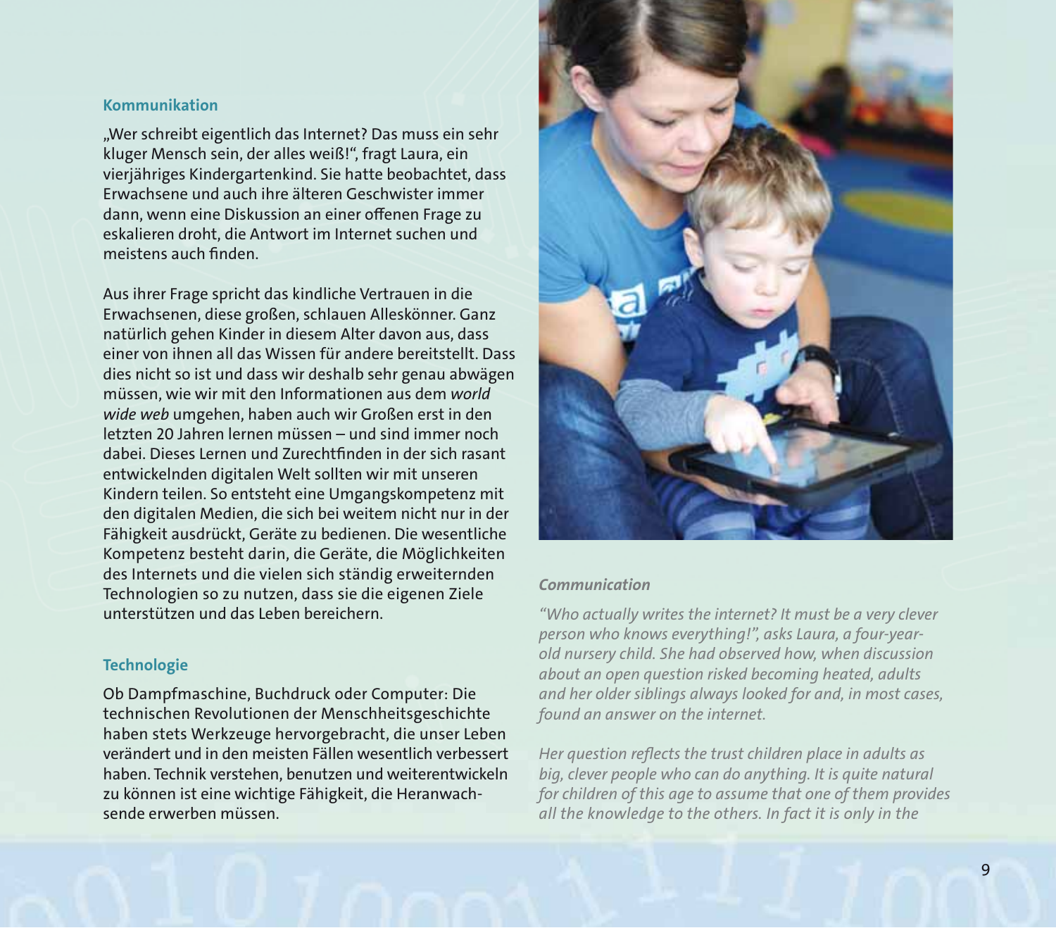## Kommunikation

„Wer schreibt eigentlich das Internet? Das muss ein sehr kluger Mensch sein, der alles weiß!", fragt Laura, ein vierjähriges Kindergartenkind. Sie hatte beobachtet, dass Erwachsene und auch ihre älteren Geschwister immer dann, wenn eine Diskussion an einer offenen Frage zu eskalieren droht, die Antwort im Internet suchen und meistens auch finden.

Aus ihrer Frage spricht das kindliche Vertrauen in die Erwachsenen, diese großen, schlauen Alleskönner. Ganz natürlich gehen Kinder in diesem Alter davon aus, dass einer von ihnen all das Wissen für andere bereitstellt. Dass dies nicht so ist und dass wir deshalb sehr genau abwägen müssen, wie wir mit den Informationen aus dem *world wide web* umgehen, haben auch wir Großen erst in den letzten 20 Jahren lernen müssen – und sind immer noch dabei. Dieses Lernen und Zurechtfinden in der sich rasant entwickelnden digitalen Welt sollten wir mit unseren Kindern teilen. So entsteht eine Umgangskompetenz mit den digitalen Medien, die sich bei weitem nicht nur in der Fähigkeit ausdrückt, Geräte zu bedienen. Die wesentliche Kompetenz besteht darin, die Geräte, die Möglichkeiten des Internets und die vielen sich ständig erweiternden Technologien so zu nutzen, dass sie die eigenen Ziele unterstützen und das Leben bereichern.

## Technologie

Ob Dampfmaschine, Buchdruck oder Computer: Die technischen Revolutionen der Menschheitsgeschichte haben stets Werkzeuge hervorgebracht, die unser Leben verändert und in den meisten Fällen wesentlich verbessert haben. Technik verstehen, benutzen und weiterentwickeln zu können ist eine wichtige Fähigkeit, die Heranwachsende erwerben müssen.

## *Communication*

*"Who actually writes the internet? It must be a very clever person who knows everything!", asks Laura, a four-year-old nursery child. She had observed how, when discussion about an open question risked becoming heated, adults and her older siblings always looked for and, in most cases, found an answer on the internet.*

*Her question reflects the trust children place in adults as big, clever people who can do anything. It is quite natural for children of this age to assume that one of them provides all the knowledge to the others. In fact it is only in the*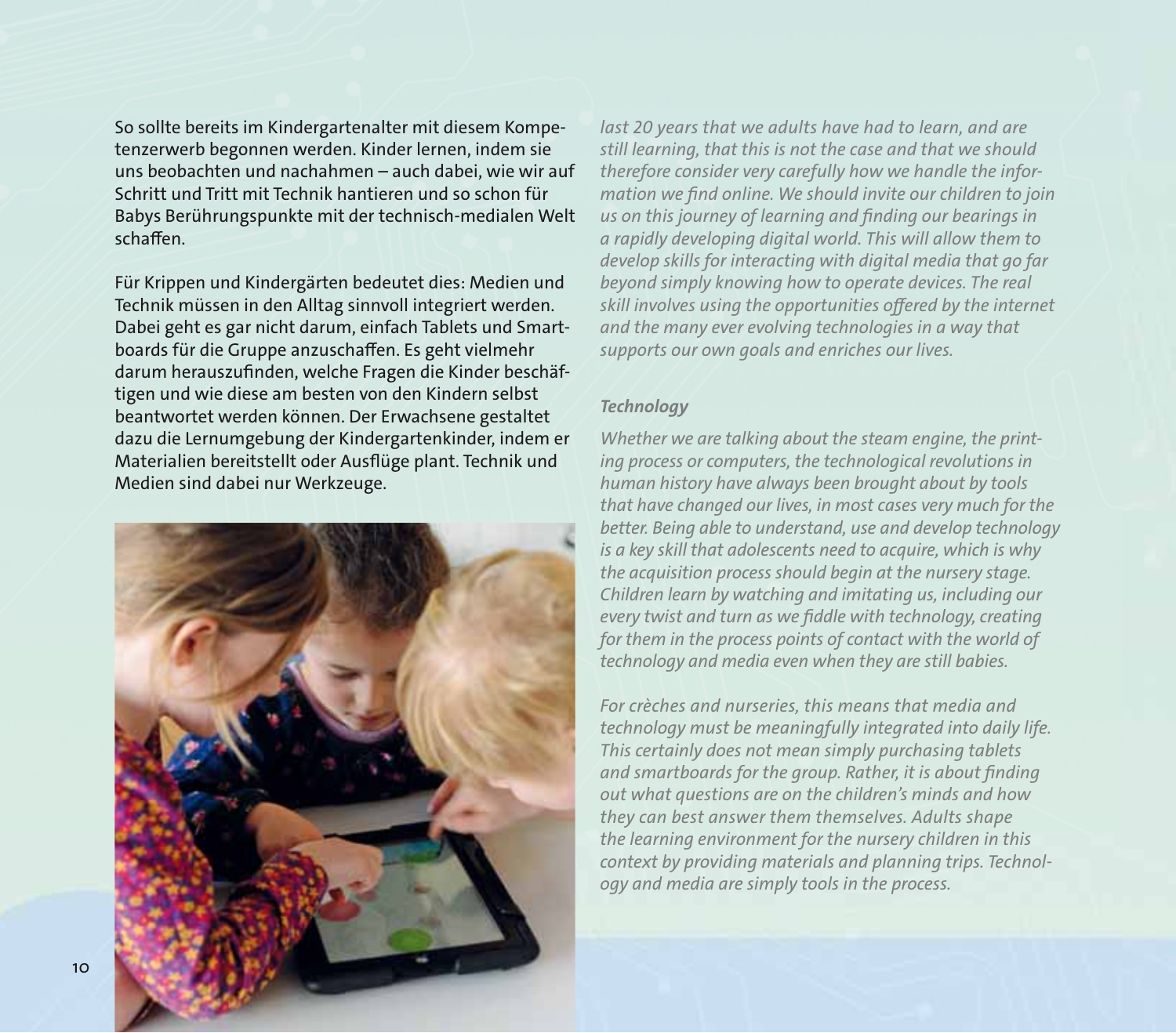So sollte bereits im Kindergartenalter mit diesem Kompetenzerwerb begonnen werden. Kinder lernen, indem sie uns beobachten und nachahmen – auch dabei, wie wir auf Schritt und Tritt mit Technik hantieren und so schon für Babys Berührungspunkte mit der technisch-medialen Welt schaffen.

Für Krippen und Kindergärten bedeutet dies: Medien und Technik müssen in den Alltag sinnvoll integriert werden. Dabei geht es gar nicht darum, einfach Tablets und Smartboards für die Gruppe anzuschaffen. Es geht vielmehr darum herauszufinden, welche Fragen die Kinder beschäftigen und wie diese am besten von den Kindern selbst beantwortet werden können. Der Erwachsene gestaltet dazu die Lernumgebung der Kindergartenkinder, indem er Materialien bereitstellt oder Ausflüge plant. Technik und Medien sind dabei nur Werkzeuge.

*last 20 years that we adults have had to learn, and are still learning, that this is not the case and that we should therefore consider very carefully how we handle the information we find online. We should invite our children to join us on this journey of learning and finding our bearings in a rapidly developing digital world. This will allow them to develop skills for interacting with digital media that go far beyond simply knowing how to operate devices. The real skill involves using the opportunities offered by the internet and the many ever evolving technologies in a way that supports our own goals and enriches our lives.*

***Technology***

*Whether we are talking about the steam engine, the printing process or computers, the technological revolutions in human history have always been brought about by tools that have changed our lives, in most cases very much for the better. Being able to understand, use and develop technology is a key skill that adolescents need to acquire, which is why the acquisition process should begin at the nursery stage. Children learn by watching and imitating us, including our every twist and turn as we fiddle with technology, creating for them in the process points of contact with the world of technology and media even when they are still babies.*

*For crèches and nurseries, this means that media and technology must be meaningfully integrated into daily life. This certainly does not mean simply purchasing tablets and smartboards for the group. Rather, it is about finding out what questions are on the children's minds and how they can best answer them themselves. Adults shape the learning environment for the nursery children in this context by providing materials and planning trips. Technology and media are simply tools in the process.*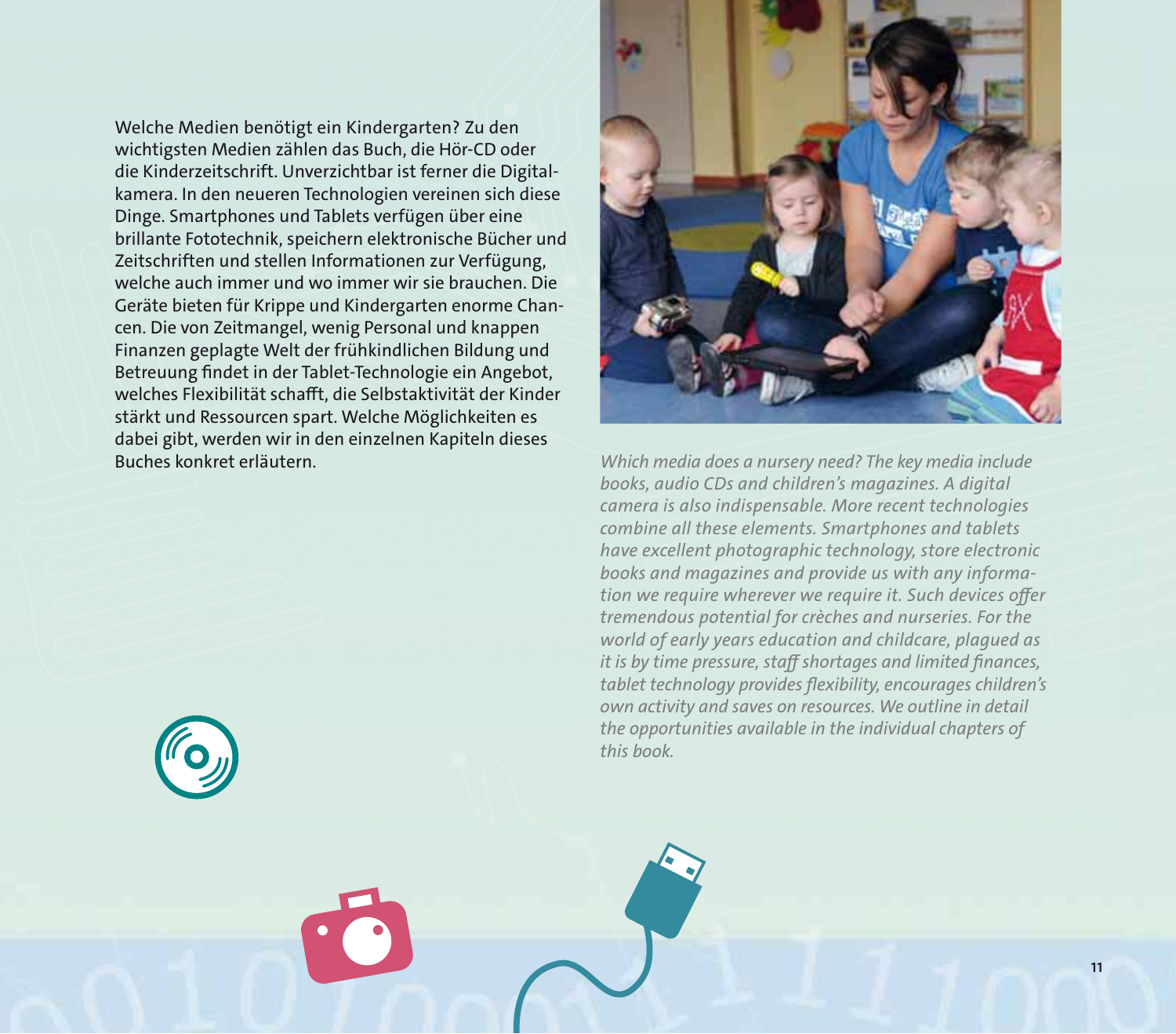Welche Medien benötigt ein Kindergarten? Zu den wichtigsten Medien zählen das Buch, die Hör-CD oder die Kinderzeitschrift. Unverzichtbar ist ferner die Digitalkamera. In den neueren Technologien vereinen sich diese Dinge. Smartphones und Tablets verfügen über eine brillante Fototechnik, speichern elektronische Bücher und Zeitschriften und stellen Informationen zur Verfügung, welche auch immer und wo immer wir sie brauchen. Die Geräte bieten für Krippe und Kindergarten enorme Chancen. Die von Zeitmangel, wenig Personal und knappen Finanzen geplagte Welt der frühkindlichen Bildung und Betreuung findet in der Tablet-Technologie ein Angebot, welches Flexibilität schafft, die Selbstaktivität der Kinder stärkt und Ressourcen spart. Welche Möglichkeiten es dabei gibt, werden wir in den einzelnen Kapiteln dieses Buches konkret erläutern.

*Which media does a nursery need? The key media include books, audio CDs and children's magazines. A digital camera is also indispensable. More recent technologies combine all these elements. Smartphones and tablets have excellent photographic technology, store electronic books and magazines and provide us with any information we require wherever we require it. Such devices offer tremendous potential for crèches and nurseries. For the world of early years education and childcare, plagued as it is by time pressure, staff shortages and limited finances, tablet technology provides flexibility, encourages children's own activity and saves on resources. We outline in detail the opportunities available in the individual chapters of this book.*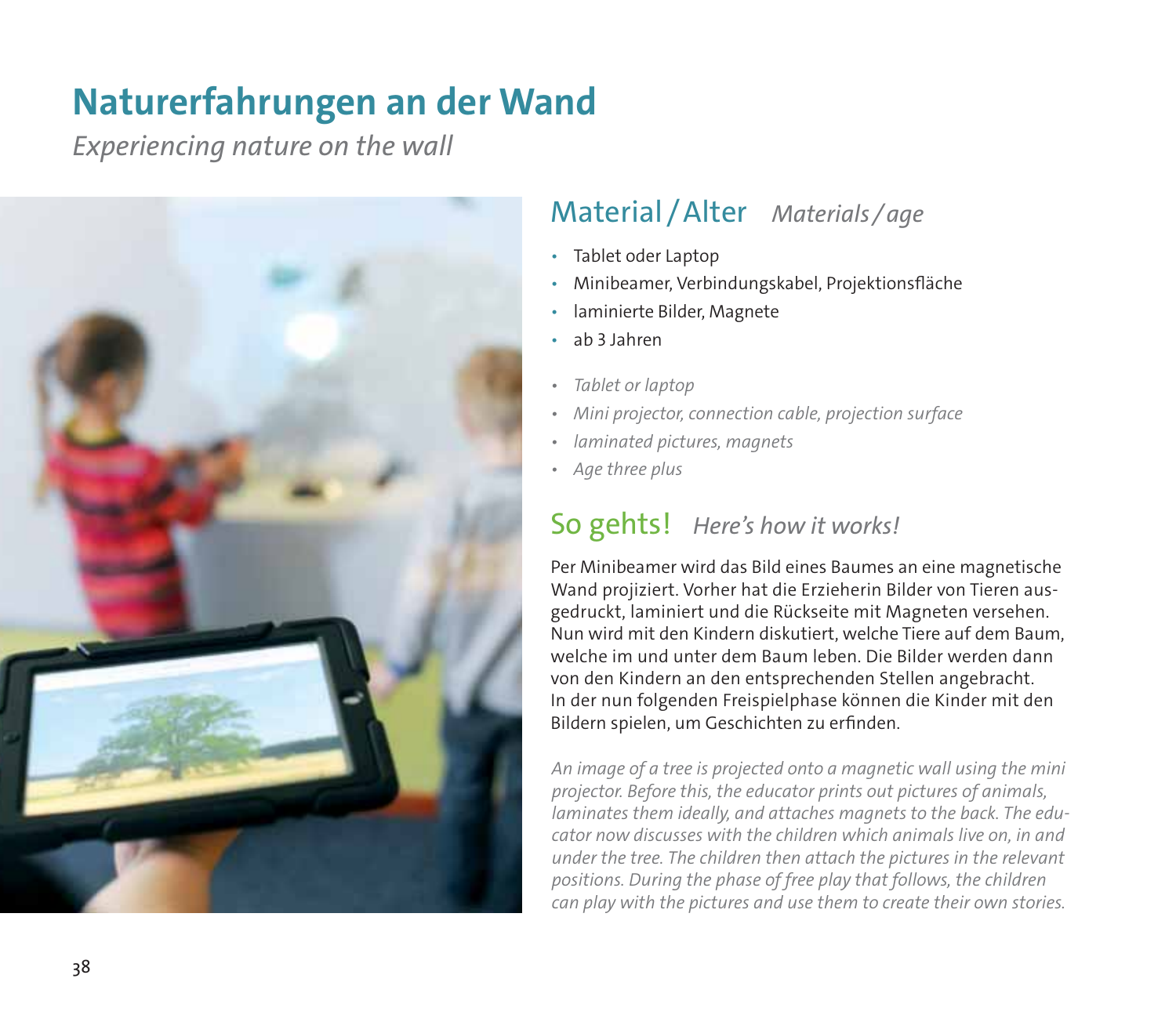# Naturerfahrungen an der Wand

*Experiencing nature on the wall*

## Material / Alter *Materials / age*

- Tablet oder Laptop
- Minibeamer, Verbindungskabel, Projektionsfläche
- laminierte Bilder, Magnete
- ab 3 Jahren

- *Tablet or laptop*
- *Mini projector, connection cable, projection surface*
- *laminated pictures, magnets*
- *Age three plus*

## So gehts! *Here's how it works!*

Per Minibeamer wird das Bild eines Baumes an eine magnetische Wand projiziert. Vorher hat die Erzieherin Bilder von Tieren ausgedruckt, laminiert und die Rückseite mit Magneten versehen. Nun wird mit den Kindern diskutiert, welche Tiere auf dem Baum, welche im und unter dem Baum leben. Die Bilder werden dann von den Kindern an den entsprechenden Stellen angebracht. In der nun folgenden Freispielphase können die Kinder mit den Bildern spielen, um Geschichten zu erfinden.

*An image of a tree is projected onto a magnetic wall using the mini projector. Before this, the educator prints out pictures of animals, laminates them ideally, and attaches magnets to the back. The educator now discusses with the children which animals live on, in and under the tree. The children then attach the pictures in the relevant positions. During the phase of free play that follows, the children can play with the pictures and use them to create their own stories.*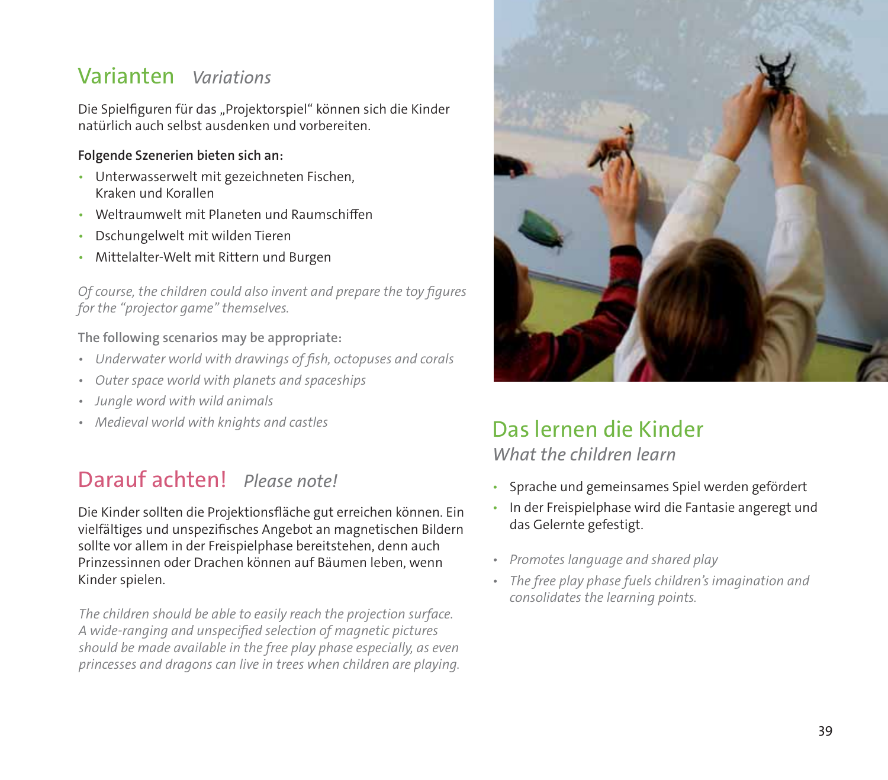## Varianten *Variations*

Die Spielfiguren für das „Projektorspiel“ können sich die Kinder natürlich auch selbst ausdenken und vorbereiten.

**Folgende Szenerien bieten sich an:**

- Unterwasserwelt mit gezeichneten Fischen, Kraken und Korallen
- Weltraumwelt mit Planeten und Raumschiffen
- Dschungelwelt mit wilden Tieren
- Mittelalter-Welt mit Rittern und Burgen

*Of course, the children could also invent and prepare the toy figures for the “projector game” themselves.*

**The following scenarios may be appropriate:**

- *Underwater world with drawings of fish, octopuses and corals*
- *Outer space world with planets and spaceships*
- *Jungle word with wild animals*
- *Medieval world with knights and castles*

## Darauf achten! *Please note!*

Die Kinder sollten die Projektionsfläche gut erreichen können. Ein vielfältiges und unspezifisches Angebot an magnetischen Bildern sollte vor allem in der Freispielphase bereitstehen, denn auch Prinzessinnen oder Drachen können auf Bäumen leben, wenn Kinder spielen.

*The children should be able to easily reach the projection surface. A wide-ranging and unspecified selection of magnetic pictures should be made available in the free play phase especially, as even princesses and dragons can live in trees when children are playing.*

## Das lernen die Kinder

*What the children learn*

- Sprache und gemeinsames Spiel werden gefördert
- In der Freispielphase wird die Fantasie angeregt und das Gelernte gefestigt.

- *Promotes language and shared play*
- *The free play phase fuels children’s imagination and consolidates the learning points.*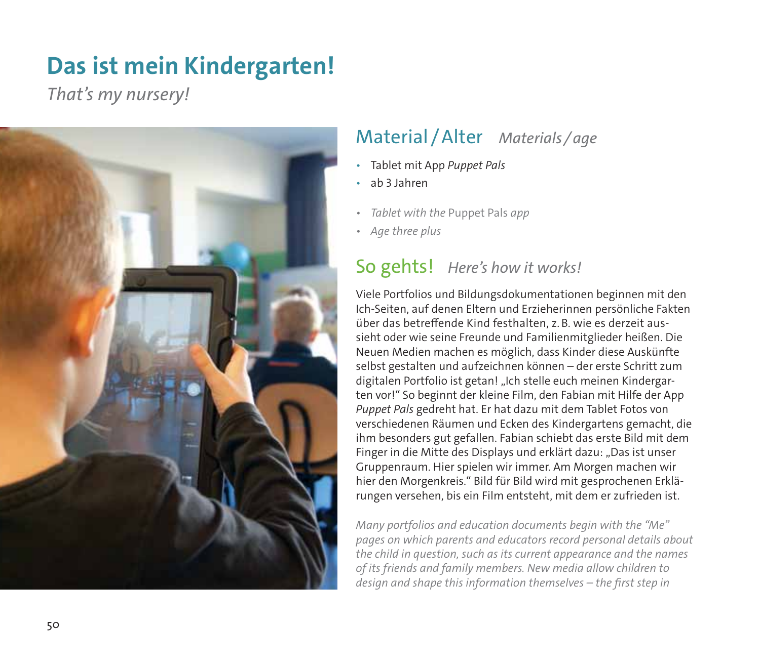# Das ist mein Kindergarten!

*That's my nursery!*

## Material / Alter *Materials / age*

- Tablet mit App *Puppet Pals*
- ab 3 Jahren

- *Tablet with the* Puppet Pals *app*
- *Age three plus*

## So gehts! *Here's how it works!*

Viele Portfolios und Bildungsdokumentationen beginnen mit den Ich-Seiten, auf denen Eltern und Erzieherinnen persönliche Fakten über das betreffende Kind festhalten, z. B. wie es derzeit aussieht oder wie seine Freunde und Familienmitglieder heißen. Die Neuen Medien machen es möglich, dass Kinder diese Auskünfte selbst gestalten und aufzeichnen können – der erste Schritt zum digitalen Portfolio ist getan! „Ich stelle euch meinen Kindergarten vor!" So beginnt der kleine Film, den Fabian mit Hilfe der App *Puppet Pals* gedreht hat. Er hat dazu mit dem Tablet Fotos von verschiedenen Räumen und Ecken des Kindergartens gemacht, die ihm besonders gut gefallen. Fabian schiebt das erste Bild mit dem Finger in die Mitte des Displays und erklärt dazu: „Das ist unser Gruppenraum. Hier spielen wir immer. Am Morgen machen wir hier den Morgenkreis." Bild für Bild wird mit gesprochenen Erklärungen versehen, bis ein Film entsteht, mit dem er zufrieden ist.

*Many portfolios and education documents begin with the "Me" pages on which parents and educators record personal details about the child in question, such as its current appearance and the names of its friends and family members. New media allow children to design and shape this information themselves – the first step in*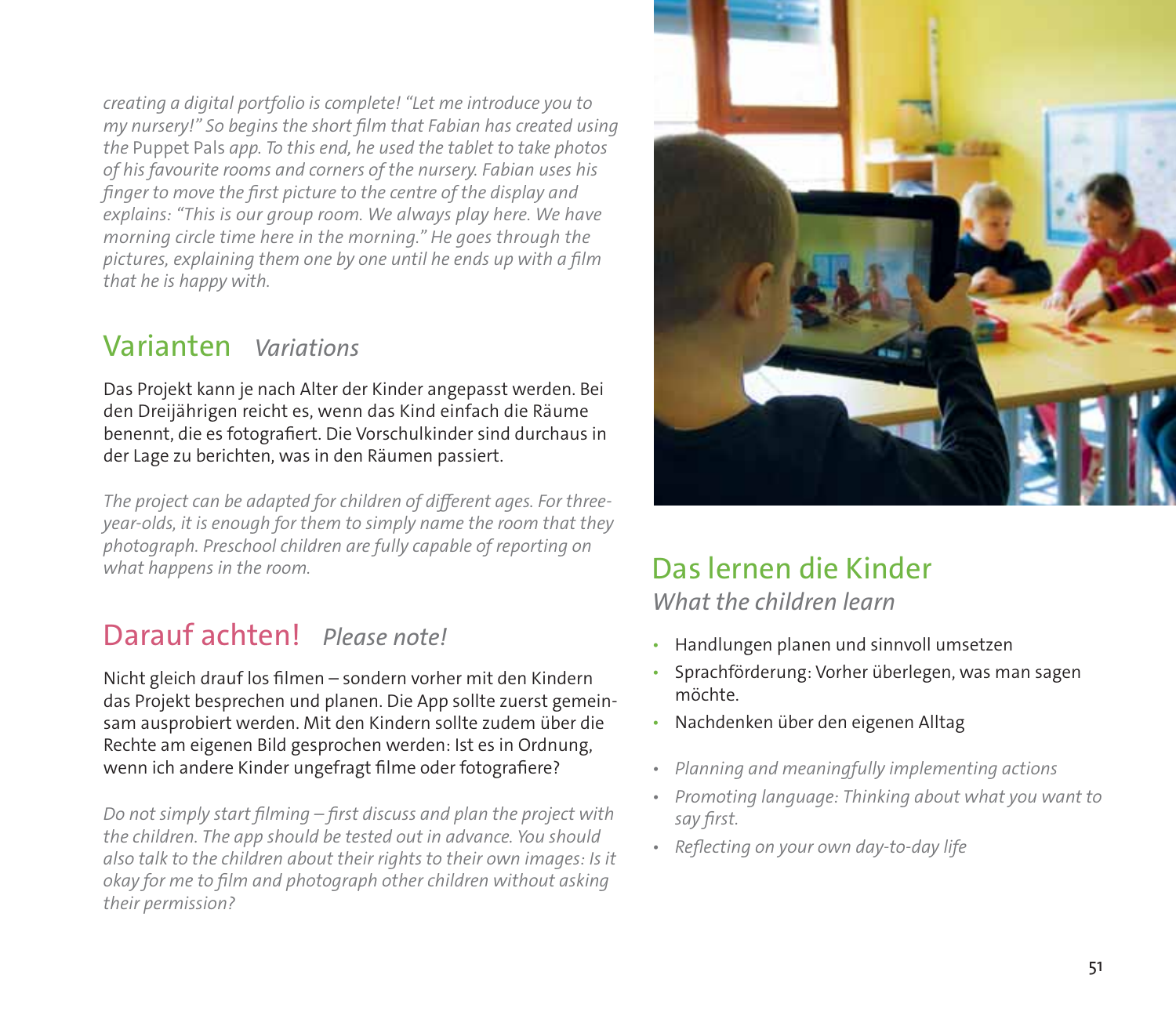*creating a digital portfolio is complete! "Let me introduce you to my nursery!" So begins the short film that Fabian has created using the* Puppet Pals *app. To this end, he used the tablet to take photos of his favourite rooms and corners of the nursery. Fabian uses his finger to move the first picture to the centre of the display and explains: "This is our group room. We always play here. We have morning circle time here in the morning." He goes through the pictures, explaining them one by one until he ends up with a film that he is happy with.*

## Varianten *Variations*

Das Projekt kann je nach Alter der Kinder angepasst werden. Bei den Dreijährigen reicht es, wenn das Kind einfach die Räume benennt, die es fotografiert. Die Vorschulkinder sind durchaus in der Lage zu berichten, was in den Räumen passiert.

*The project can be adapted for children of different ages. For three-year-olds, it is enough for them to simply name the room that they photograph. Preschool children are fully capable of reporting on what happens in the room.*

## Darauf achten! *Please note!*

Nicht gleich drauf los filmen – sondern vorher mit den Kindern das Projekt besprechen und planen. Die App sollte zuerst gemeinsam ausprobiert werden. Mit den Kindern sollte zudem über die Rechte am eigenen Bild gesprochen werden: Ist es in Ordnung, wenn ich andere Kinder ungefragt filme oder fotografiere?

*Do not simply start filming – first discuss and plan the project with the children. The app should be tested out in advance. You should also talk to the children about their rights to their own images: Is it okay for me to film and photograph other children without asking their permission?*

## Das lernen die Kinder

*What the children learn*

- Handlungen planen und sinnvoll umsetzen
- Sprachförderung: Vorher überlegen, was man sagen möchte.
- Nachdenken über den eigenen Alltag

- *Planning and meaningfully implementing actions*
- *Promoting language: Thinking about what you want to say first.*
- *Reflecting on your own day-to-day life*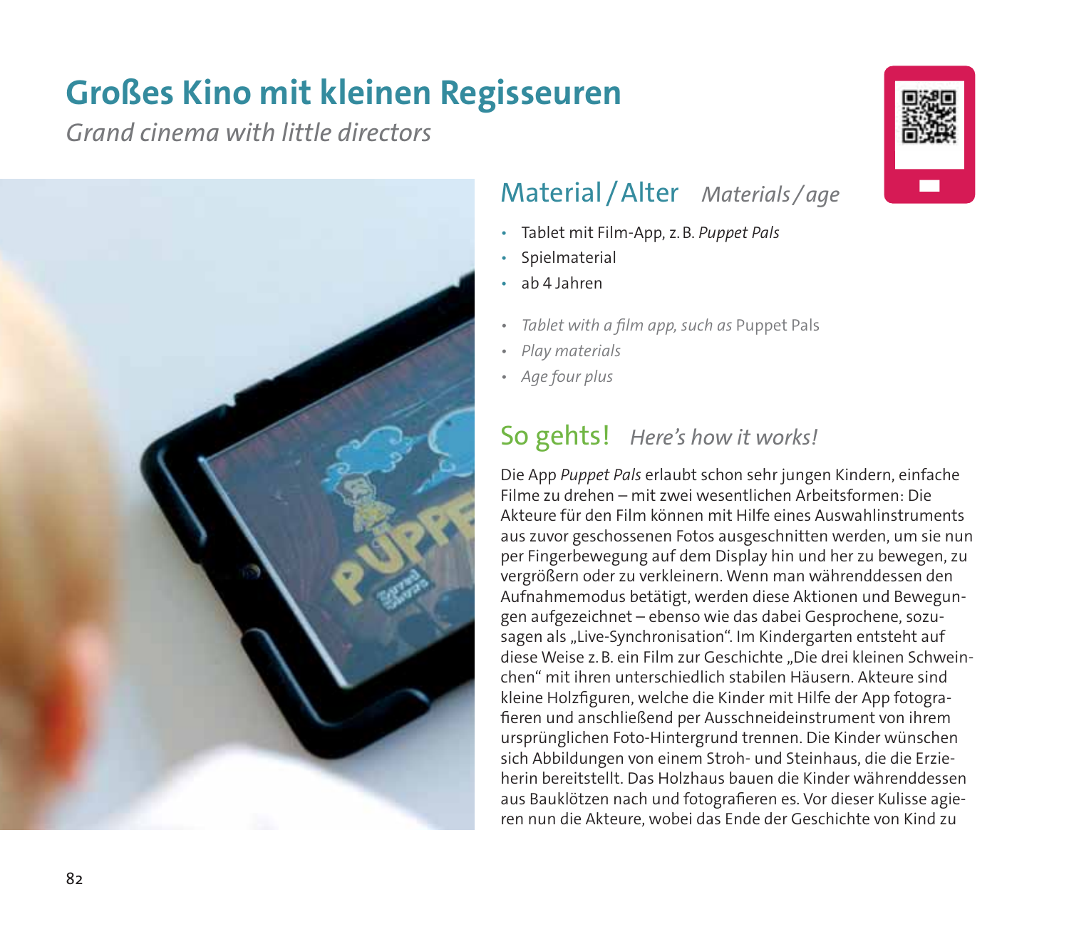# Großes Kino mit kleinen Regisseuren

*Grand cinema with little directors*

## Material / Alter *Materials / age*

- Tablet mit Film-App, z. B. *Puppet Pals*
- Spielmaterial
- ab 4 Jahren

- *Tablet with a film app, such as* Puppet Pals
- *Play materials*
- *Age four plus*

## So gehts! *Here's how it works!*

Die App *Puppet Pals* erlaubt schon sehr jungen Kindern, einfache Filme zu drehen – mit zwei wesentlichen Arbeitsformen: Die Akteure für den Film können mit Hilfe eines Auswahlinstruments aus zuvor geschossenen Fotos ausgeschnitten werden, um sie nun per Fingerbewegung auf dem Display hin und her zu bewegen, zu vergrößern oder zu verkleinern. Wenn man währenddessen den Aufnahmemodus betätigt, werden diese Aktionen und Bewegungen aufgezeichnet – ebenso wie das dabei Gesprochene, sozusagen als „Live-Synchronisation". Im Kindergarten entsteht auf diese Weise z. B. ein Film zur Geschichte „Die drei kleinen Schweinchen" mit ihren unterschiedlich stabilen Häusern. Akteure sind kleine Holzfiguren, welche die Kinder mit Hilfe der App fotografieren und anschließend per Ausschneideinstrument von ihrem ursprünglichen Foto-Hintergrund trennen. Die Kinder wünschen sich Abbildungen von einem Stroh- und Steinhaus, die die Erzieherin bereitstellt. Das Holzhaus bauen die Kinder währenddessen aus Bauklötzen nach und fotografieren es. Vor dieser Kulisse agieren nun die Akteure, wobei das Ende der Geschichte von Kind zu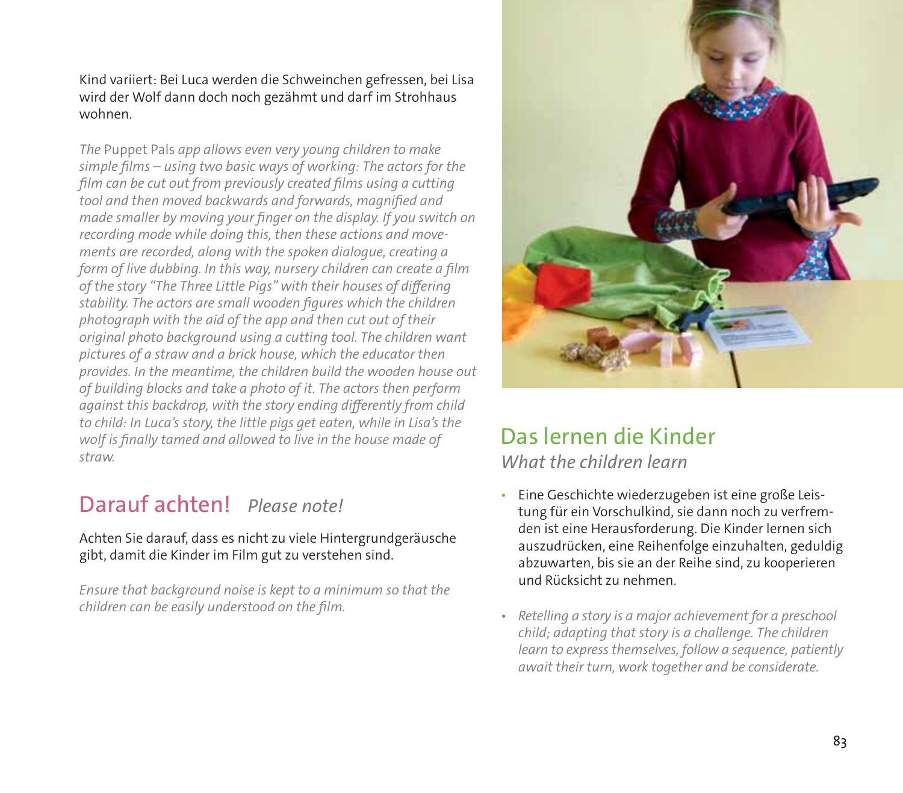Kind variiert: Bei Luca werden die Schweinchen gefressen, bei Lisa wird der Wolf dann doch noch gezähmt und darf im Strohhaus wohnen.

*The* Puppet Pals *app allows even very young children to make simple films – using two basic ways of working: The actors for the film can be cut out from previously created films using a cutting tool and then moved backwards and forwards, magnified and made smaller by moving your finger on the display. If you switch on recording mode while doing this, then these actions and movements are recorded, along with the spoken dialogue, creating a form of live dubbing. In this way, nursery children can create a film of the story "The Three Little Pigs" with their houses of differing stability. The actors are small wooden figures which the children photograph with the aid of the app and then cut out of their original photo background using a cutting tool. The children want pictures of a straw and a brick house, which the educator then provides. In the meantime, the children build the wooden house out of building blocks and take a photo of it. The actors then perform against this backdrop, with the story ending differently from child to child: In Luca's story, the little pigs get eaten, while in Lisa's the wolf is finally tamed and allowed to live in the house made of straw.*

## Darauf achten! *Please note!*

Achten Sie darauf, dass es nicht zu viele Hintergrundgeräusche gibt, damit die Kinder im Film gut zu verstehen sind.

*Ensure that background noise is kept to a minimum so that the children can be easily understood on the film.*

## Das lernen die Kinder
### *What the children learn*

- Eine Geschichte wiederzugeben ist eine große Leistung für ein Vorschulkind, sie dann noch zu verfremden ist eine Herausforderung. Die Kinder lernen sich auszudrücken, eine Reihenfolge einzuhalten, geduldig abzuwarten, bis sie an der Reihe sind, zu kooperieren und Rücksicht zu nehmen.

- *Retelling a story is a major achievement for a preschool child; adapting that story is a challenge. The children learn to express themselves, follow a sequence, patiently await their turn, work together and be considerate.*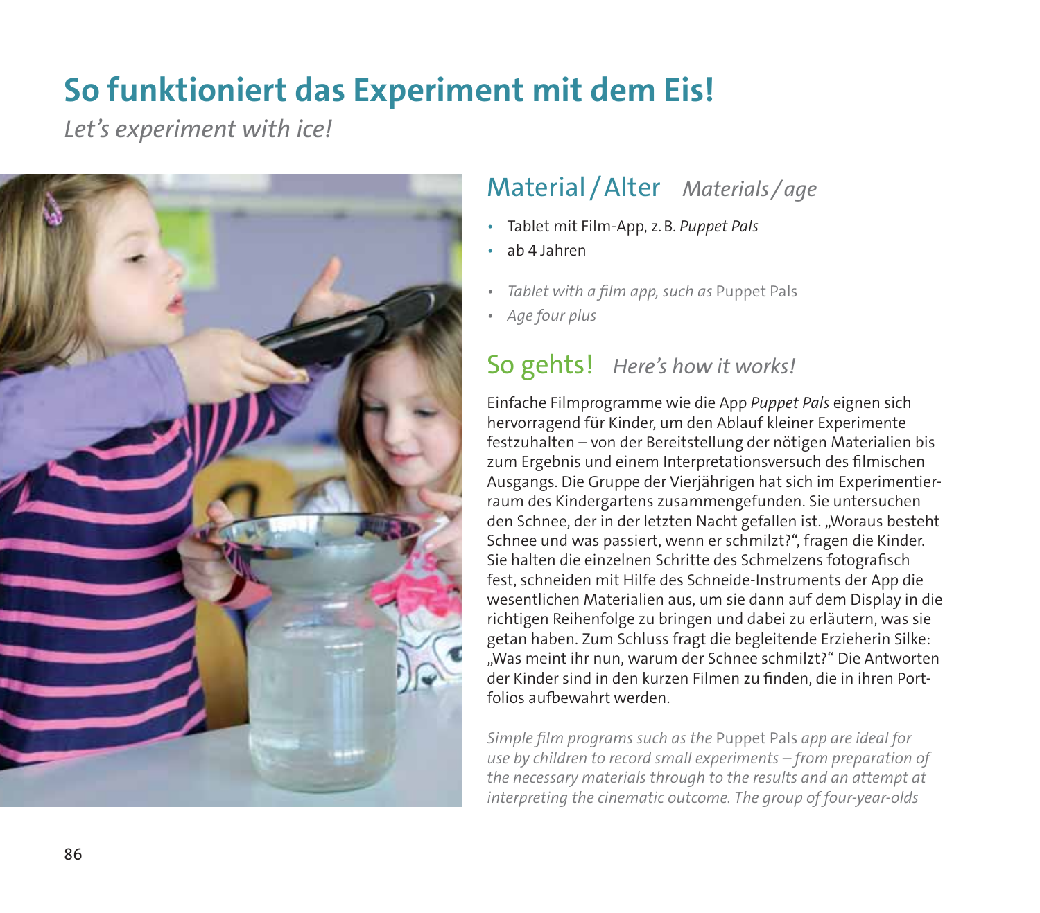# So funktioniert das Experiment mit dem Eis!

*Let's experiment with ice!*

## Material / Alter *Materials / age*

- Tablet mit Film-App, z. B. *Puppet Pals*
- ab 4 Jahren

- *Tablet with a film app, such as* Puppet Pals
- *Age four plus*

## So gehts! *Here's how it works!*

Einfache Filmprogramme wie die App *Puppet Pals* eignen sich hervorragend für Kinder, um den Ablauf kleiner Experimente festzuhalten – von der Bereitstellung der nötigen Materialien bis zum Ergebnis und einem Interpretationsversuch des filmischen Ausgangs. Die Gruppe der Vierjährigen hat sich im Experimentierraum des Kindergartens zusammengefunden. Sie untersuchen den Schnee, der in der letzten Nacht gefallen ist. „Woraus besteht Schnee und was passiert, wenn er schmilzt?", fragen die Kinder. Sie halten die einzelnen Schritte des Schmelzens fotografisch fest, schneiden mit Hilfe des Schneide-Instruments der App die wesentlichen Materialien aus, um sie dann auf dem Display in die richtigen Reihenfolge zu bringen und dabei zu erläutern, was sie getan haben. Zum Schluss fragt die begleitende Erzieherin Silke: „Was meint ihr nun, warum der Schnee schmilzt?" Die Antworten der Kinder sind in den kurzen Filmen zu finden, die in ihren Portfolios aufbewahrt werden.

*Simple film programs such as the* Puppet Pals *app are ideal for use by children to record small experiments – from preparation of the necessary materials through to the results and an attempt at interpreting the cinematic outcome. The group of four-year-olds*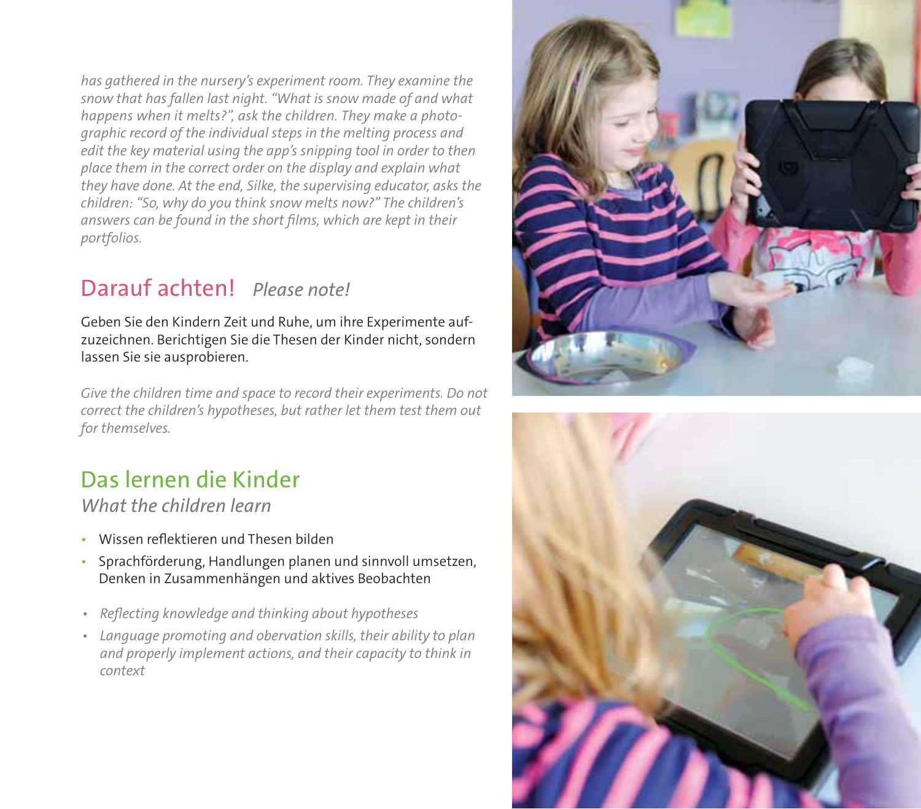*has gathered in the nursery's experiment room. They examine the snow that has fallen last night. "What is snow made of and what happens when it melts?", ask the children. They make a photographic record of the individual steps in the melting process and edit the key material using the app's snipping tool in order to then place them in the correct order on the display and explain what they have done. At the end, Silke, the supervising educator, asks the children: "So, why do you think snow melts now?" The children's answers can be found in the short films, which are kept in their portfolios.*

## Darauf achten! *Please note!*

Geben Sie den Kindern Zeit und Ruhe, um ihre Experimente aufzuzeichnen. Berichtigen Sie die Thesen der Kinder nicht, sondern lassen Sie sie ausprobieren.

*Give the children time and space to record their experiments. Do not correct the children's hypotheses, but rather let them test them out for themselves.*

## Das lernen die Kinder

### *What the children learn*

- Wissen reflektieren und Thesen bilden
- Sprachförderung, Handlungen planen und sinnvoll umsetzen, Denken in Zusammenhängen und aktives Beobachten

- *Reflecting knowledge and thinking about hypotheses*
- *Language promoting and obervation skills, their ability to plan and properly implement actions, and their capacity to think in context*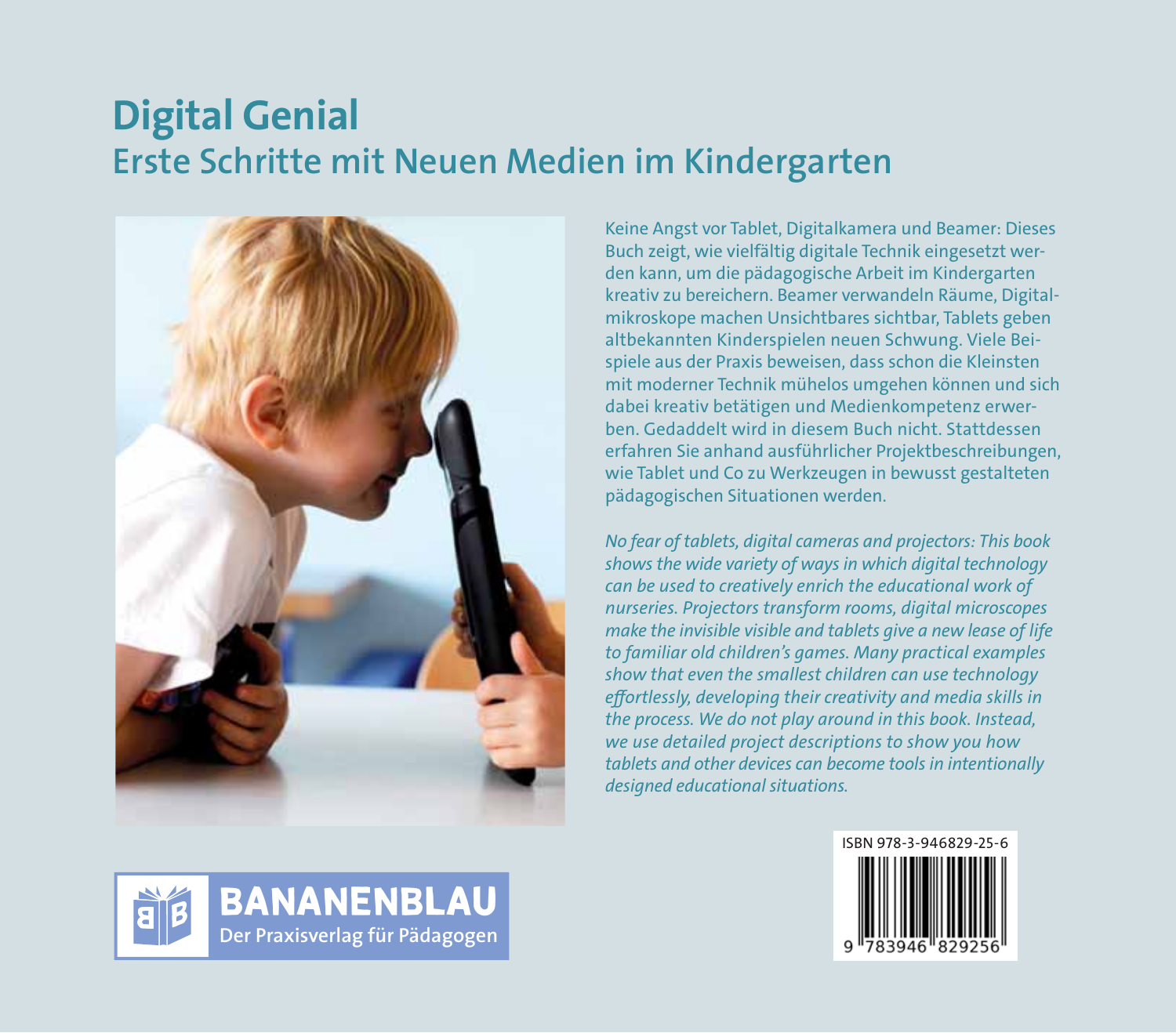# Digital Genial

## Erste Schritte mit Neuen Medien im Kindergarten

Keine Angst vor Tablet, Digitalkamera und Beamer: Dieses Buch zeigt, wie vielfältig digitale Technik eingesetzt werden kann, um die pädagogische Arbeit im Kindergarten kreativ zu bereichern. Beamer verwandeln Räume, Digitalmikroskope machen Unsichtbares sichtbar, Tablets geben altbekannten Kinderspielen neuen Schwung. Viele Beispiele aus der Praxis beweisen, dass schon die Kleinsten mit moderner Technik mühelos umgehen können und sich dabei kreativ betätigen und Medienkompetenz erwerben. Gedaddelt wird in diesem Buch nicht. Stattdessen erfahren Sie anhand ausführlicher Projektbeschreibungen, wie Tablet und Co zu Werkzeugen in bewusst gestalteten pädagogischen Situationen werden.

*No fear of tablets, digital cameras and projectors: This book shows the wide variety of ways in which digital technology can be used to creatively enrich the educational work of nurseries. Projectors transform rooms, digital microscopes make the invisible visible and tablets give a new lease of life to familiar old children's games. Many practical examples show that even the smallest children can use technology effortlessly, developing their creativity and media skills in the process. We do not play around in this book. Instead, we use detailed project descriptions to show you how tablets and other devices can become tools in intentionally designed educational situations.*

**BANANENBLAU**
Der Praxisverlag für Pädagogen

ISBN 978-3-946829-25-6

9 783946 829256